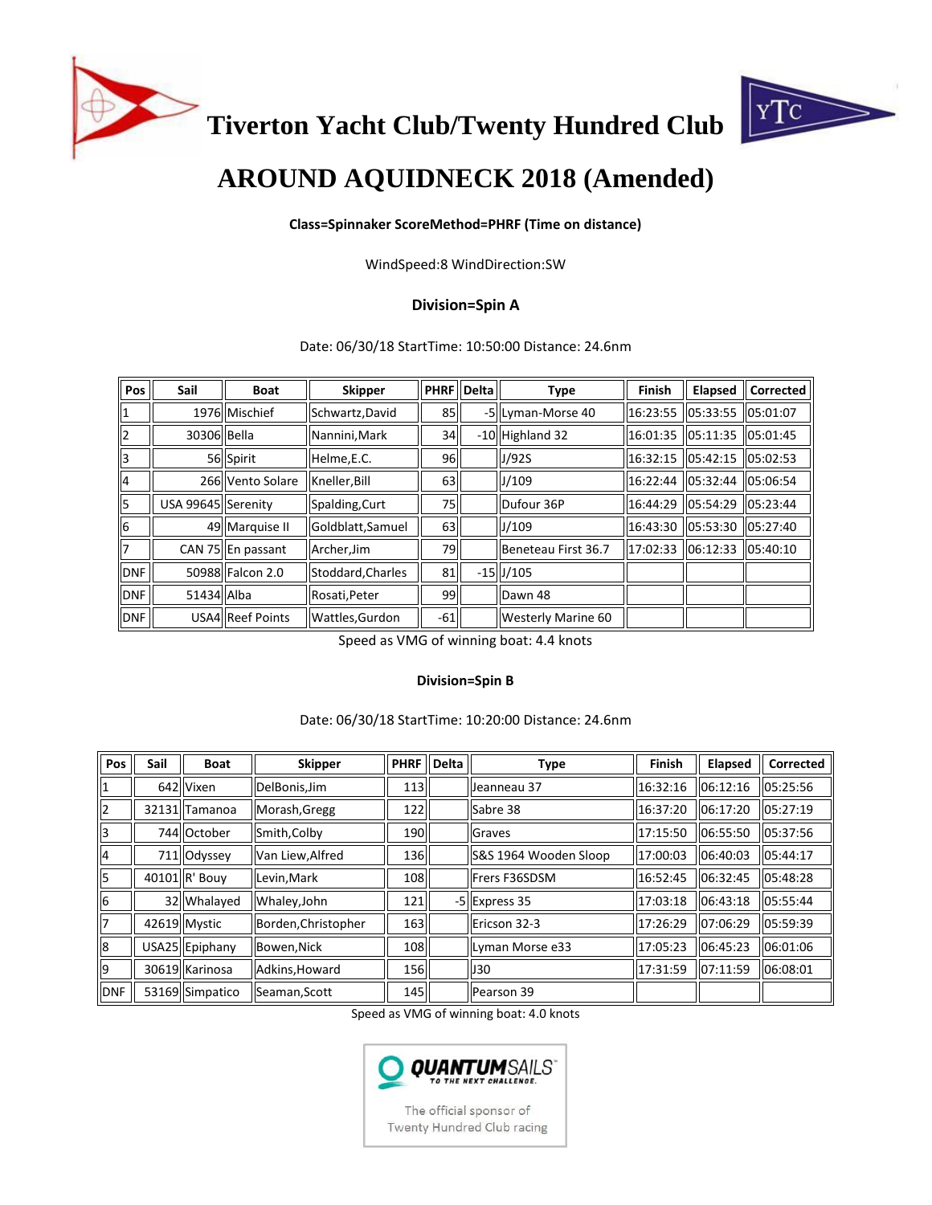# Tiverton Yacht Club/Twenty Hundred Club

# AROUND AQUIDNECK 2018 (Amended)

**Class=Spinnaker ScoreMethod=PHRF (Time on distance)**

WindSpeed:8 WindDirection:SW

### Division=Spin A

Date: 06/30/18 StartTime: 10:50:00 Distance: 24.6nm

| Pos | Sail | Boat | Skipper | PHRF | Delta | Type | Finish | Elapsed | Corrected |
|---|---|---|---|---|---|---|---|---|---|
| 1 | 1976 | Mischief | Schwartz,David | 85 | -5 | Lyman-Morse 40 | 16:23:55 | 05:33:55 | 05:01:07 |
| 2 | 30306 | Bella | Nannini,Mark | 34 | -10 | Highland 32 | 16:01:35 | 05:11:35 | 05:01:45 |
| 3 | 56 | Spirit | Helme,E.C. | 96 | | J/92S | 16:32:15 | 05:42:15 | 05:02:53 |
| 4 | 266 | Vento Solare | Kneller,Bill | 63 | | J/109 | 16:22:44 | 05:32:44 | 05:06:54 |
| 5 | USA 99645 | Serenity | Spalding,Curt | 75 | | Dufour 36P | 16:44:29 | 05:54:29 | 05:23:44 |
| 6 | 49 | Marquise II | Goldblatt,Samuel | 63 | | J/109 | 16:43:30 | 05:53:30 | 05:27:40 |
| 7 | CAN 75 | En passant | Archer,Jim | 79 | | Beneteau First 36.7 | 17:02:33 | 06:12:33 | 05:40:10 |
| DNF | 50988 | Falcon 2.0 | Stoddard,Charles | 81 | -15 | J/105 | | | |
| DNF | 51434 | Alba | Rosati,Peter | 99 | | Dawn 48 | | | |
| DNF | USA4 | Reef Points | Wattles,Gurdon | -61 | | Westerly Marine 60 | | | |

Speed as VMG of winning boat: 4.4 knots

### Division=Spin B

Date: 06/30/18 StartTime: 10:20:00 Distance: 24.6nm

| Pos | Sail | Boat | Skipper | PHRF | Delta | Type | Finish | Elapsed | Corrected |
|---|---|---|---|---|---|---|---|---|---|
| 1 | 642 | Vixen | DelBonis,Jim | 113 | | Jeanneau 37 | 16:32:16 | 06:12:16 | 05:25:56 |
| 2 | 32131 | Tamanoa | Morash,Gregg | 122 | | Sabre 38 | 16:37:20 | 06:17:20 | 05:27:19 |
| 3 | 744 | October | Smith,Colby | 190 | | Graves | 17:15:50 | 06:55:50 | 05:37:56 |
| 4 | 711 | Odyssey | Van Liew,Alfred | 136 | | S&S 1964 Wooden Sloop | 17:00:03 | 06:40:03 | 05:44:17 |
| 5 | 40101 | R' Bouy | Levin,Mark | 108 | | Frers F36SDSM | 16:52:45 | 06:32:45 | 05:48:28 |
| 6 | 32 | Whalayed | Whaley,John | 121 | -5 | Express 35 | 17:03:18 | 06:43:18 | 05:55:44 |
| 7 | 42619 | Mystic | Borden,Christopher | 163 | | Ericson 32-3 | 17:26:29 | 07:06:29 | 05:59:39 |
| 8 | USA25 | Epiphany | Bowen,Nick | 108 | | Lyman Morse e33 | 17:05:23 | 06:45:23 | 06:01:06 |
| 9 | 30619 | Karinosa | Adkins,Howard | 156 | | J30 | 17:31:59 | 07:11:59 | 06:08:01 |
| DNF | 53169 | Simpatico | Seaman,Scott | 145 | | Pearson 39 | | | |

Speed as VMG of winning boat: 4.0 knots

QUANTUMSAILS TO THE NEXT CHALLENGE.

The official sponsor of Twenty Hundred Club racing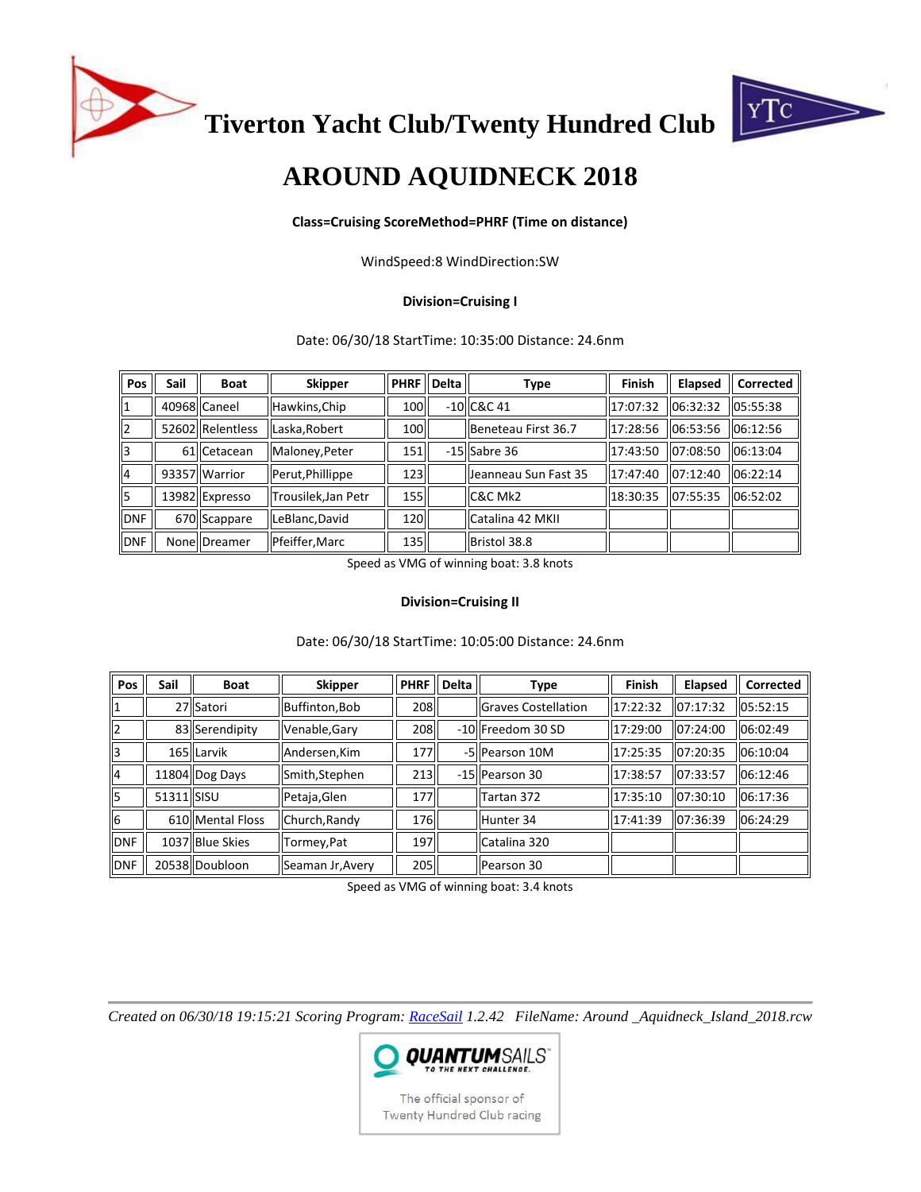# Tiverton Yacht Club/Twenty Hundred Club

# AROUND AQUIDNECK 2018

**Class=Cruising ScoreMethod=PHRF (Time on distance)**

WindSpeed:8 WindDirection:SW

**Division=Cruising I**

Date: 06/30/18 StartTime: 10:35:00 Distance: 24.6nm

| Pos | Sail | Boat | Skipper | PHRF | Delta | Type | Finish | Elapsed | Corrected |
|---|---|---|---|---|---|---|---|---|---|
| 1 | 40968 | Caneel | Hawkins,Chip | 100 | -10 | C&C 41 | 17:07:32 | 06:32:32 | 05:55:38 |
| 2 | 52602 | Relentless | Laska,Robert | 100 | | Beneteau First 36.7 | 17:28:56 | 06:53:56 | 06:12:56 |
| 3 | 61 | Cetacean | Maloney,Peter | 151 | -15 | Sabre 36 | 17:43:50 | 07:08:50 | 06:13:04 |
| 4 | 93357 | Warrior | Perut,Phillippe | 123 | | Jeanneau Sun Fast 35 | 17:47:40 | 07:12:40 | 06:22:14 |
| 5 | 13982 | Expresso | Trousilek,Jan Petr | 155 | | C&C Mk2 | 18:30:35 | 07:55:35 | 06:52:02 |
| DNF | 670 | Scappare | LeBlanc,David | 120 | | Catalina 42 MKII | | | |
| DNF | None | Dreamer | Pfeiffer,Marc | 135 | | Bristol 38.8 | | | |

Speed as VMG of winning boat: 3.8 knots

**Division=Cruising II**

Date: 06/30/18 StartTime: 10:05:00 Distance: 24.6nm

| Pos | Sail | Boat | Skipper | PHRF | Delta | Type | Finish | Elapsed | Corrected |
|---|---|---|---|---|---|---|---|---|---|
| 1 | 27 | Satori | Buffinton,Bob | 208 | | Graves Costellation | 17:22:32 | 07:17:32 | 05:52:15 |
| 2 | 83 | Serendipity | Venable,Gary | 208 | -10 | Freedom 30 SD | 17:29:00 | 07:24:00 | 06:02:49 |
| 3 | 165 | Larvik | Andersen,Kim | 177 | -5 | Pearson 10M | 17:25:35 | 07:20:35 | 06:10:04 |
| 4 | 11804 | Dog Days | Smith,Stephen | 213 | -15 | Pearson 30 | 17:38:57 | 07:33:57 | 06:12:46 |
| 5 | 51311 | SISU | Petaja,Glen | 177 | | Tartan 372 | 17:35:10 | 07:30:10 | 06:17:36 |
| 6 | 610 | Mental Floss | Church,Randy | 176 | | Hunter 34 | 17:41:39 | 07:36:39 | 06:24:29 |
| DNF | 1037 | Blue Skies | Tormey,Pat | 197 | | Catalina 320 | | | |
| DNF | 20538 | Doubloon | Seaman Jr,Avery | 205 | | Pearson 30 | | | |

Speed as VMG of winning boat: 3.4 knots

*Created on 06/30/18 19:15:21 Scoring Program: RaceSail 1.2.42 FileName: Around _Aquidneck_Island_2018.rcw*

QUANTUMSAILS TO THE NEXT CHALLENGE.

The official sponsor of Twenty Hundred Club racing